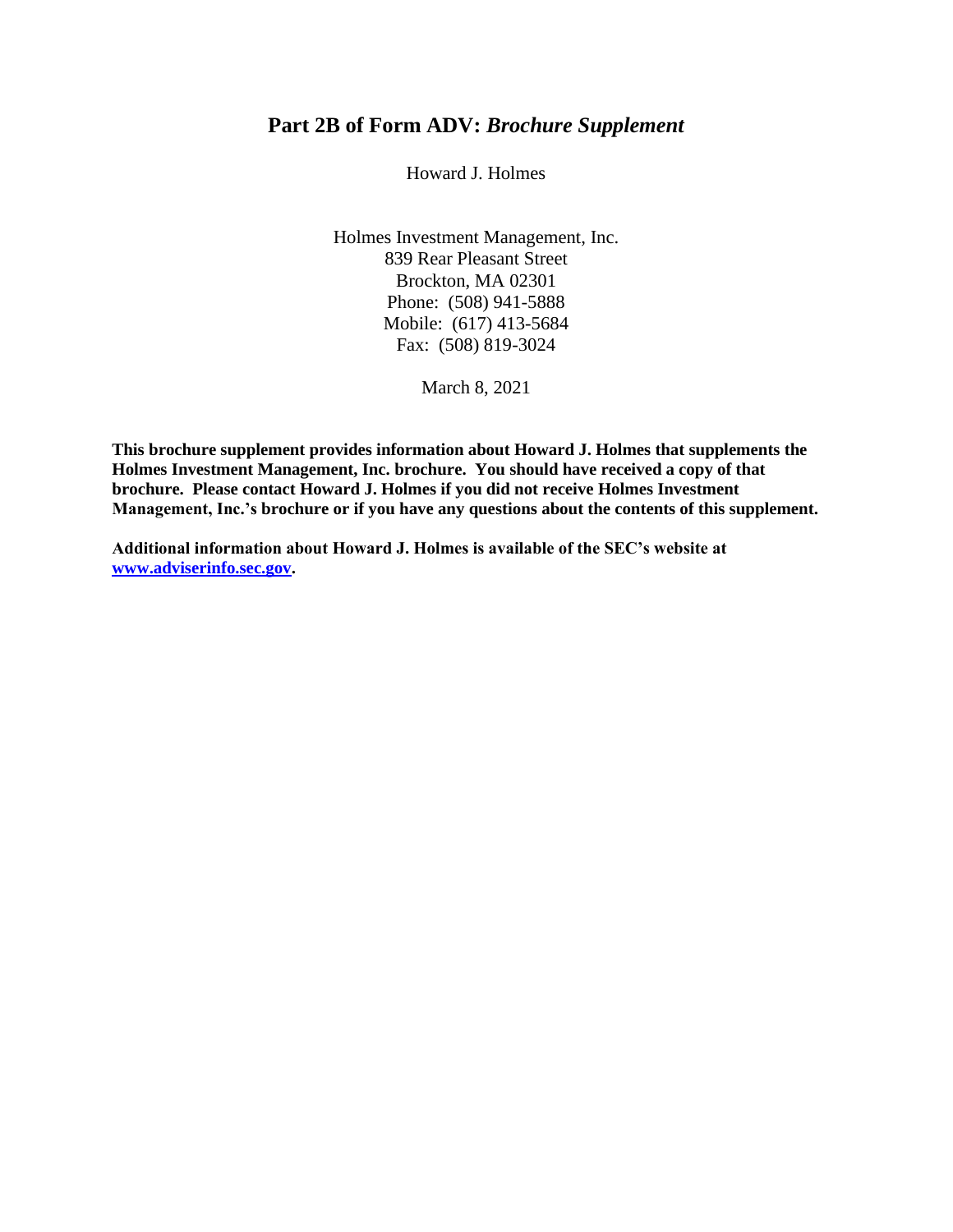# Part 2B of Form ADV: *Brochure Supplement*

Howard J. Holmes

Holmes Investment Management, Inc.
839 Rear Pleasant Street
Brockton, MA 02301
Phone: (508) 941-5888
Mobile: (617) 413-5684
Fax: (508) 819-3024

March 8, 2021

**This brochure supplement provides information about Howard J. Holmes that supplements the Holmes Investment Management, Inc. brochure. You should have received a copy of that brochure. Please contact Howard J. Holmes if you did not receive Holmes Investment Management, Inc.'s brochure or if you have any questions about the contents of this supplement.**

**Additional information about Howard J. Holmes is available of the SEC's website at [www.adviserinfo.sec.gov](http://www.adviserinfo.sec.gov).**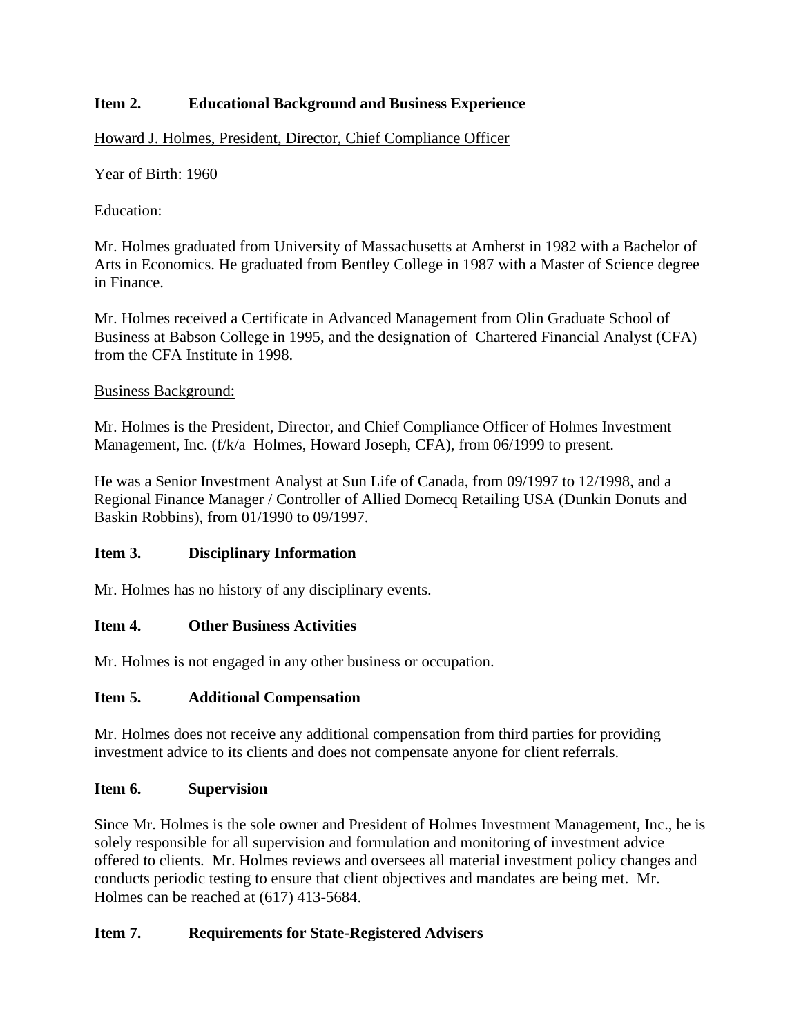## Item 2. Educational Background and Business Experience

Howard J. Holmes, President, Director, Chief Compliance Officer

Year of Birth: 1960

Education:

Mr. Holmes graduated from University of Massachusetts at Amherst in 1982 with a Bachelor of Arts in Economics. He graduated from Bentley College in 1987 with a Master of Science degree in Finance.

Mr. Holmes received a Certificate in Advanced Management from Olin Graduate School of Business at Babson College in 1995, and the designation of Chartered Financial Analyst (CFA) from the CFA Institute in 1998.

Business Background:

Mr. Holmes is the President, Director, and Chief Compliance Officer of Holmes Investment Management, Inc. (f/k/a Holmes, Howard Joseph, CFA), from 06/1999 to present.

He was a Senior Investment Analyst at Sun Life of Canada, from 09/1997 to 12/1998, and a Regional Finance Manager / Controller of Allied Domecq Retailing USA (Dunkin Donuts and Baskin Robbins), from 01/1990 to 09/1997.

## Item 3. Disciplinary Information

Mr. Holmes has no history of any disciplinary events.

## Item 4. Other Business Activities

Mr. Holmes is not engaged in any other business or occupation.

## Item 5. Additional Compensation

Mr. Holmes does not receive any additional compensation from third parties for providing investment advice to its clients and does not compensate anyone for client referrals.

## Item 6. Supervision

Since Mr. Holmes is the sole owner and President of Holmes Investment Management, Inc., he is solely responsible for all supervision and formulation and monitoring of investment advice offered to clients. Mr. Holmes reviews and oversees all material investment policy changes and conducts periodic testing to ensure that client objectives and mandates are being met. Mr. Holmes can be reached at (617) 413-5684.

## Item 7. Requirements for State-Registered Advisers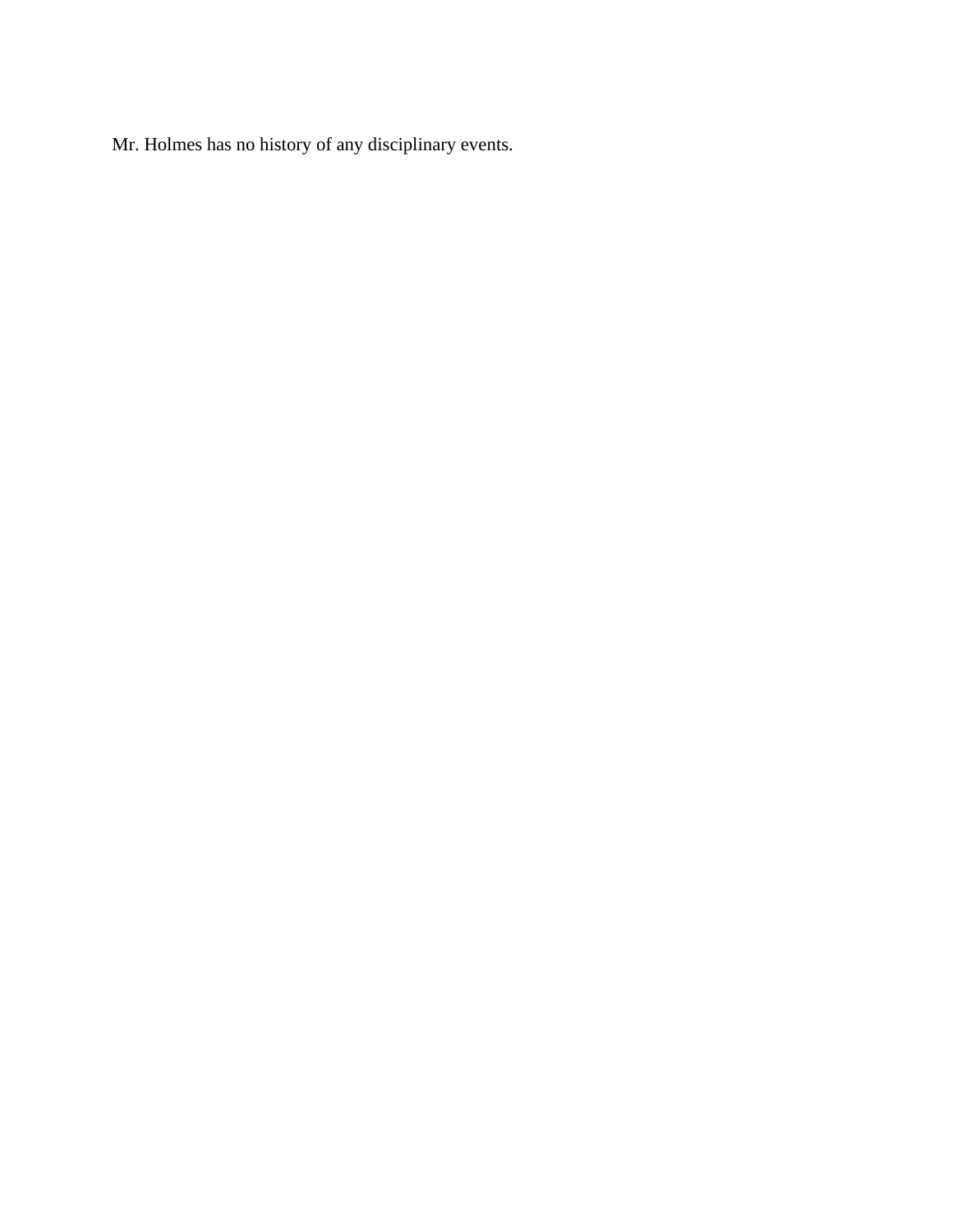Mr. Holmes has no history of any disciplinary events.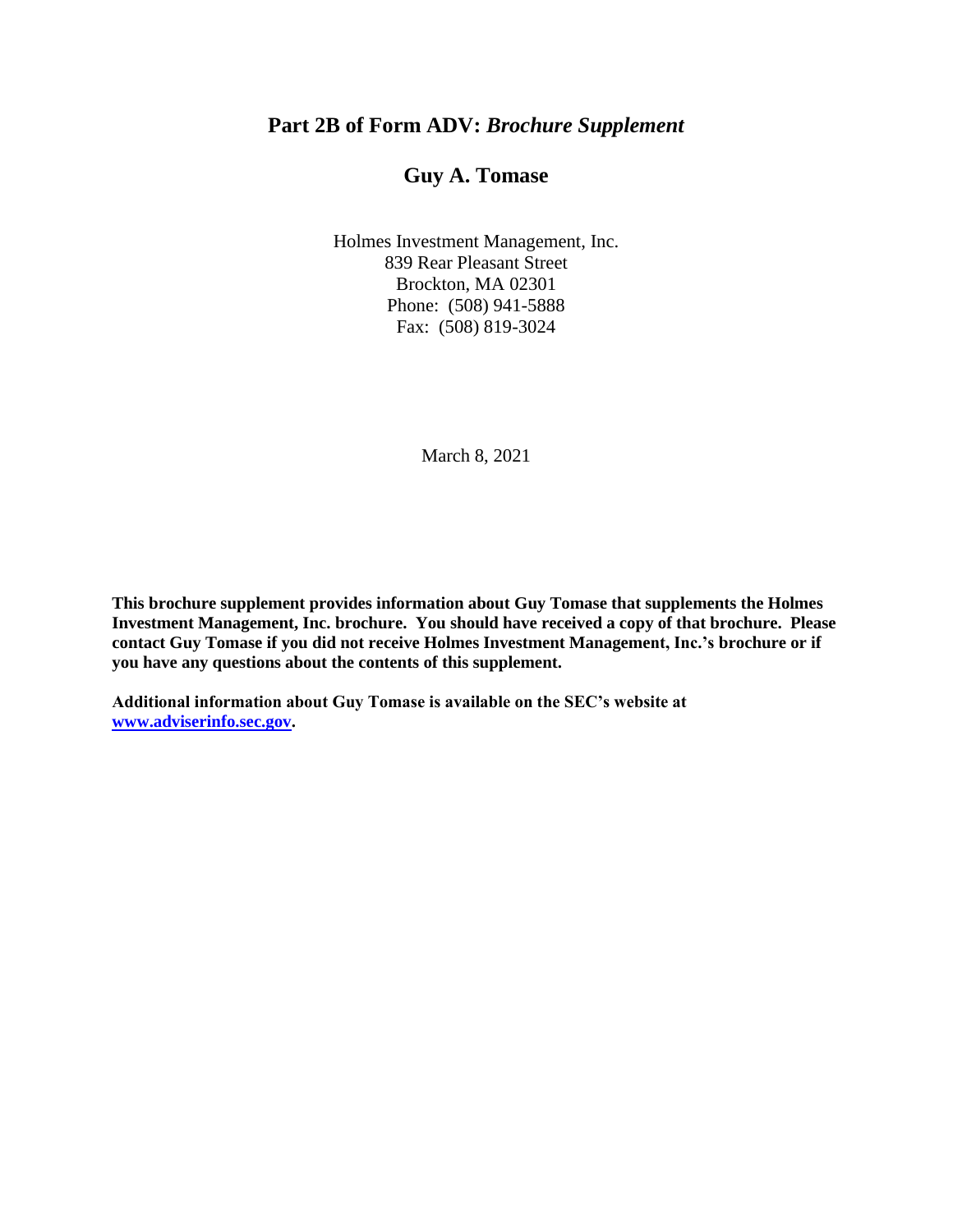## Part 2B of Form ADV: *Brochure Supplement*

## Guy A. Tomase

Holmes Investment Management, Inc.
839 Rear Pleasant Street
Brockton, MA 02301
Phone: (508) 941-5888
Fax: (508) 819-3024

March 8, 2021

**This brochure supplement provides information about Guy Tomase that supplements the Holmes Investment Management, Inc. brochure. You should have received a copy of that brochure. Please contact Guy Tomase if you did not receive Holmes Investment Management, Inc.'s brochure or if you have any questions about the contents of this supplement.**

**Additional information about Guy Tomase is available on the SEC's website at [www.adviserinfo.sec.gov](http://www.adviserinfo.sec.gov).**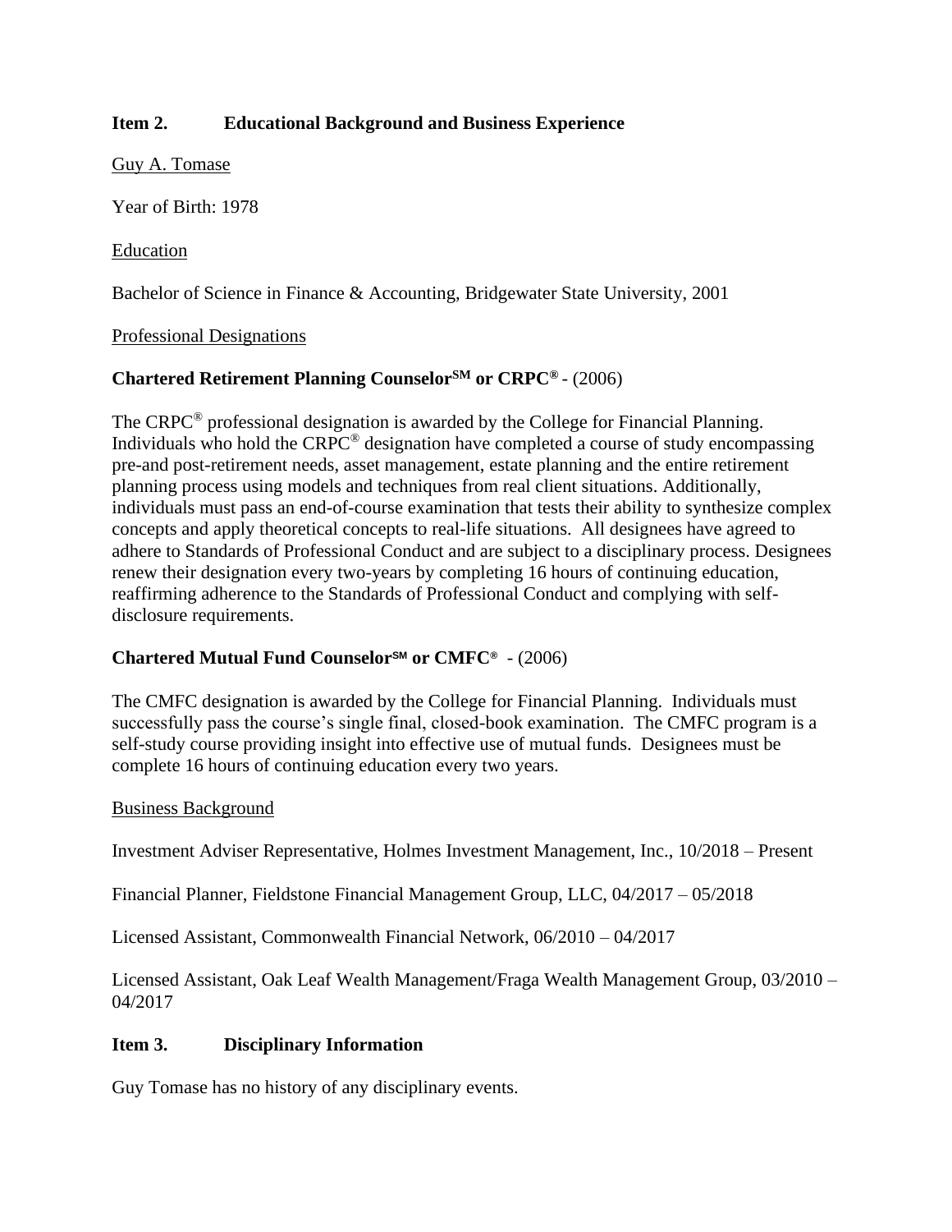## Item 2. Educational Background and Business Experience

Guy A. Tomase

Year of Birth: 1978

Education

Bachelor of Science in Finance & Accounting, Bridgewater State University, 2001

Professional Designations

**Chartered Retirement Planning Counselor℠ or CRPC®** - (2006)

The CRPC® professional designation is awarded by the College for Financial Planning. Individuals who hold the CRPC® designation have completed a course of study encompassing pre-and post-retirement needs, asset management, estate planning and the entire retirement planning process using models and techniques from real client situations. Additionally, individuals must pass an end-of-course examination that tests their ability to synthesize complex concepts and apply theoretical concepts to real-life situations. All designees have agreed to adhere to Standards of Professional Conduct and are subject to a disciplinary process. Designees renew their designation every two-years by completing 16 hours of continuing education, reaffirming adherence to the Standards of Professional Conduct and complying with self-disclosure requirements.

**Chartered Mutual Fund Counselor℠ or CMFC®** - (2006)

The CMFC designation is awarded by the College for Financial Planning. Individuals must successfully pass the course's single final, closed-book examination. The CMFC program is a self-study course providing insight into effective use of mutual funds. Designees must be complete 16 hours of continuing education every two years.

Business Background

Investment Adviser Representative, Holmes Investment Management, Inc., 10/2018 – Present

Financial Planner, Fieldstone Financial Management Group, LLC, 04/2017 – 05/2018

Licensed Assistant, Commonwealth Financial Network, 06/2010 – 04/2017

Licensed Assistant, Oak Leaf Wealth Management/Fraga Wealth Management Group, 03/2010 – 04/2017

## Item 3. Disciplinary Information

Guy Tomase has no history of any disciplinary events.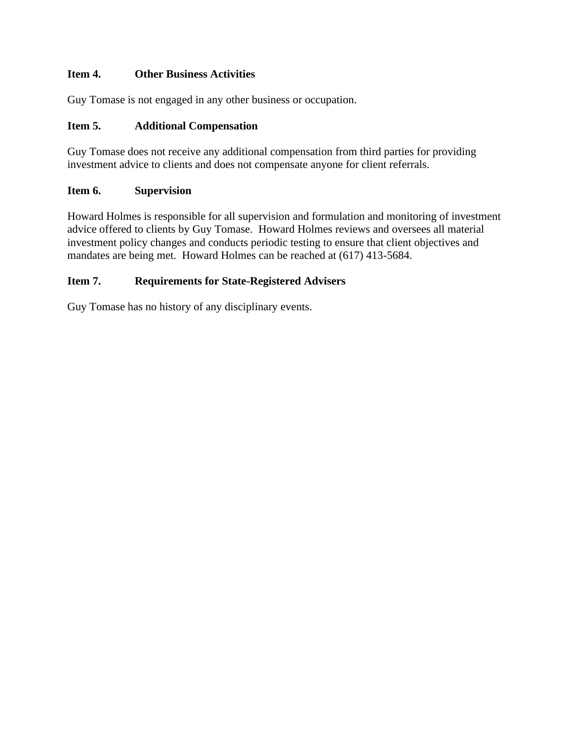**Item 4. Other Business Activities**

Guy Tomase is not engaged in any other business or occupation.

**Item 5. Additional Compensation**

Guy Tomase does not receive any additional compensation from third parties for providing investment advice to clients and does not compensate anyone for client referrals.

**Item 6. Supervision**

Howard Holmes is responsible for all supervision and formulation and monitoring of investment advice offered to clients by Guy Tomase. Howard Holmes reviews and oversees all material investment policy changes and conducts periodic testing to ensure that client objectives and mandates are being met. Howard Holmes can be reached at (617) 413-5684.

**Item 7. Requirements for State-Registered Advisers**

Guy Tomase has no history of any disciplinary events.